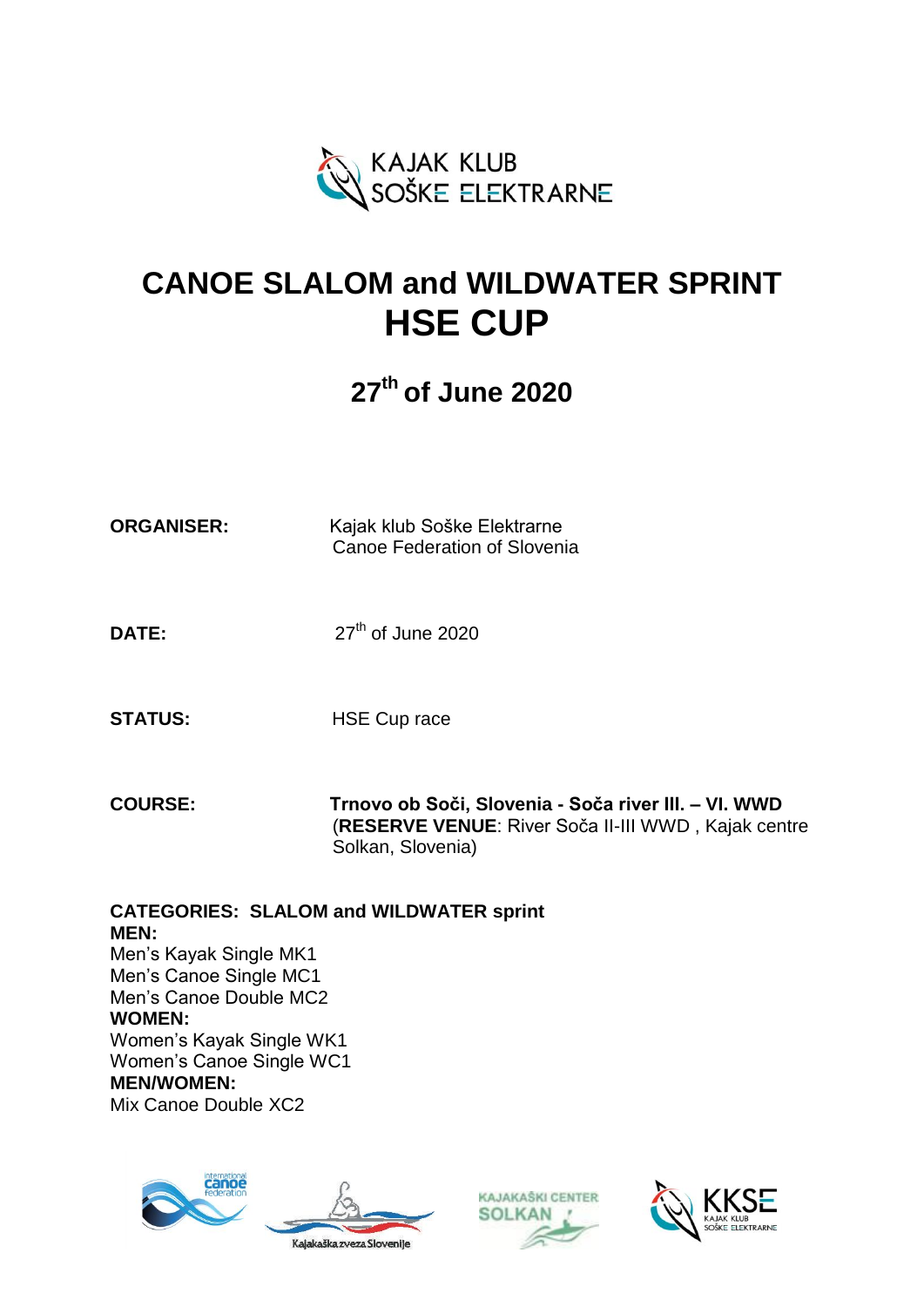KAJAK KLUB
SOŠKE ELEKTRARNE

# CANOE SLALOM and WILDWATER SPRINT
# HSE CUP

## 27th of June 2020

**ORGANISER:** Kajak klub Soške Elektrarne
Canoe Federation of Slovenia

**DATE:** 27th of June 2020

**STATUS:** HSE Cup race

**COURSE:** **Trnovo ob Soči, Slovenia - Soča river III. – VI. WWD**
(**RESERVE VENUE**: River Soča II-III WWD , Kajak centre Solkan, Slovenia)

**CATEGORIES: SLALOM and WILDWATER sprint**

**MEN:**
Men's Kayak Single MK1
Men's Canoe Single MC1
Men's Canoe Double MC2

**WOMEN:**
Women's Kayak Single WK1
Women's Canoe Single WC1

**MEN/WOMEN:**
Mix Canoe Double XC2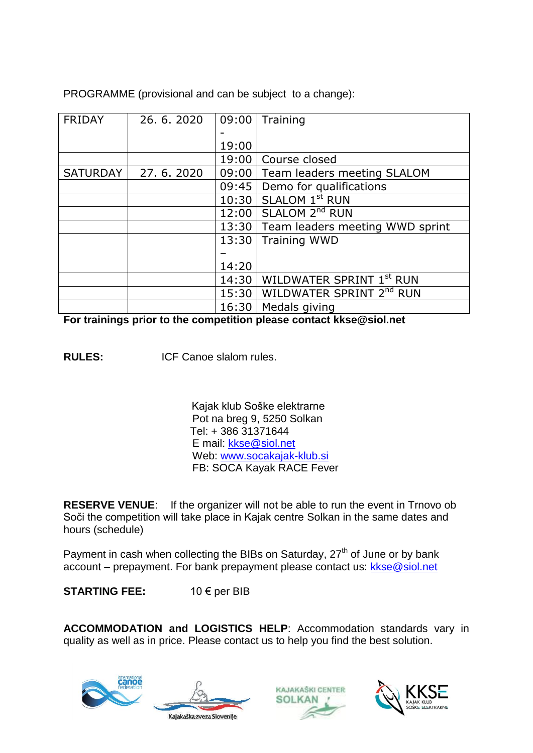PROGRAMME (provisional and can be subject to a change):

| FRIDAY | 26. 6. 2020 | 09:00 - 19:00 | Training |
|---|---|---|---|
| | | 19:00 | Course closed |
| SATURDAY | 27. 6. 2020 | 09:00 | Team leaders meeting SLALOM |
| | | 09:45 | Demo for qualifications |
| | | 10:30 | SLALOM 1st RUN |
| | | 12:00 | SLALOM 2nd RUN |
| | | 13:30 | Team leaders meeting WWD sprint |
| | | 13:30 – 14:20 | Training WWD |
| | | 14:30 | WILDWATER SPRINT 1st RUN |
| | | 15:30 | WILDWATER SPRINT 2nd RUN |
| | | 16:30 | Medals giving |

**For trainings prior to the competition please contact kkse@siol.net**

**RULES:** ICF Canoe slalom rules.

Kajak klub Soške elektrarne
Pot na breg 9, 5250 Solkan
Tel: + 386 31371644
E mail: kkse@siol.net
Web: www.socakajak-klub.si
FB: SOCA Kayak RACE Fever

**RESERVE VENUE**: If the organizer will not be able to run the event in Trnovo ob Soči the competition will take place in Kajak centre Solkan in the same dates and hours (schedule)

Payment in cash when collecting the BIBs on Saturday, 27th of June or by bank account – prepayment. For bank prepayment please contact us: kkse@siol.net

**STARTING FEE:** 10 € per BIB

**ACCOMMODATION and LOGISTICS HELP**: Accommodation standards vary in quality as well as in price. Please contact us to help you find the best solution.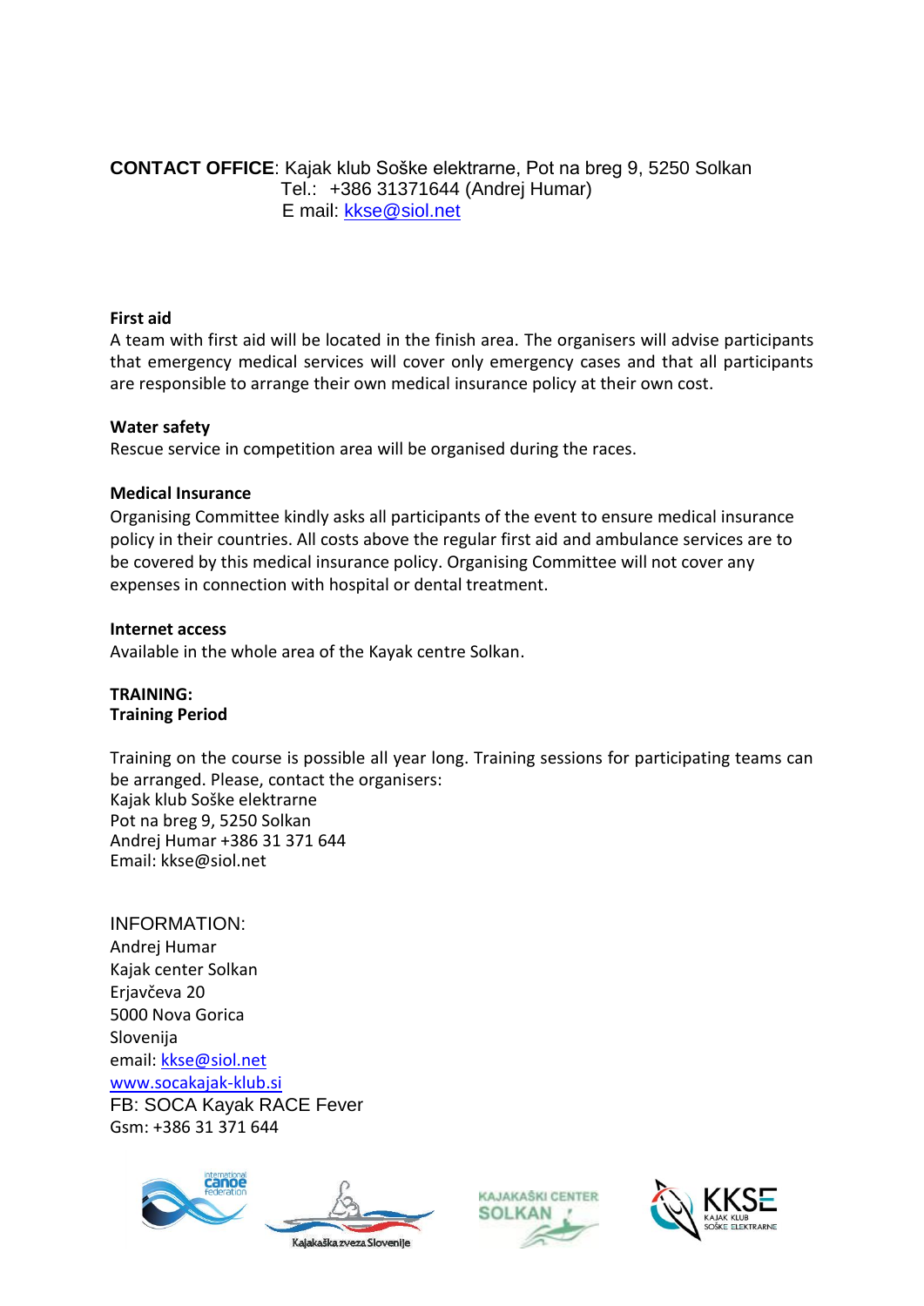**CONTACT OFFICE**: Kajak klub Soške elektrarne, Pot na breg 9, 5250 Solkan
Tel.: +386 31371644 (Andrej Humar)
E mail: kkse@siol.net

**First aid**

A team with first aid will be located in the finish area. The organisers will advise participants that emergency medical services will cover only emergency cases and that all participants are responsible to arrange their own medical insurance policy at their own cost.

**Water safety**

Rescue service in competition area will be organised during the races.

**Medical Insurance**

Organising Committee kindly asks all participants of the event to ensure medical insurance policy in their countries. All costs above the regular first aid and ambulance services are to be covered by this medical insurance policy. Organising Committee will not cover any expenses in connection with hospital or dental treatment.

**Internet access**

Available in the whole area of the Kayak centre Solkan.

**TRAINING:**
**Training Period**

Training on the course is possible all year long. Training sessions for participating teams can be arranged. Please, contact the organisers:
Kajak klub Soške elektrarne
Pot na breg 9, 5250 Solkan
Andrej Humar +386 31 371 644
Email: kkse@siol.net

INFORMATION:
Andrej Humar
Kajak center Solkan
Erjavčeva 20
5000 Nova Gorica
Slovenija
email: kkse@siol.net
www.socakajak-klub.si
FB: SOCA Kayak RACE Fever
Gsm: +386 31 371 644